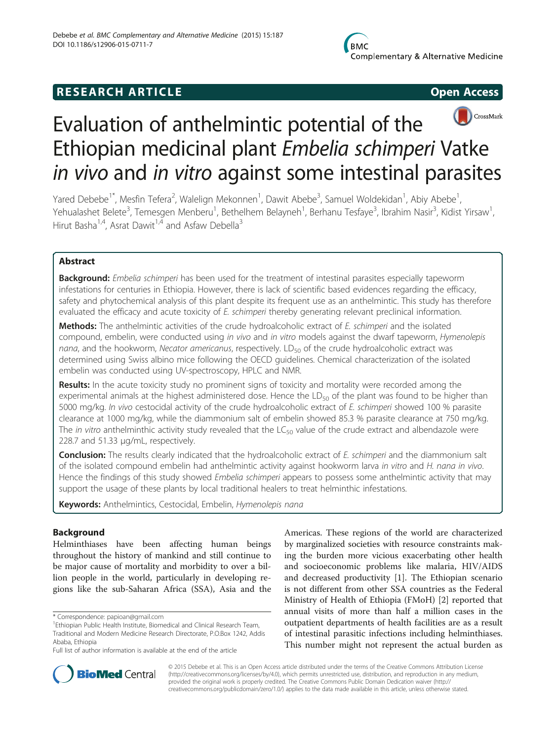**RESEARCH ARTICLE** **Open Access**

# Evaluation of anthelmintic potential of the Ethiopian medicinal plant *Embelia schimperi* Vatke *in vivo* and *in vitro* against some intestinal parasites

Yared Debebe[1*], Mesfin Tefera[2], Walelign Mekonnen[1], Dawit Abebe[3], Samuel Woldekidan[1], Abiy Abebe[1], Yehualashet Belete[3], Temesgen Menberu[1], Bethelhem Belayneh[1], Berhanu Tesfaye[3], Ibrahim Nasir[3], Kidist Yirsaw[1], Hirut Basha[1,4], Asrat Dawit[1,4] and Asfaw Debella[3]

## Abstract

**Background:** *Embelia schimperi* has been used for the treatment of intestinal parasites especially tapeworm infestations for centuries in Ethiopia. However, there is lack of scientific based evidences regarding the efficacy, safety and phytochemical analysis of this plant despite its frequent use as an anthelmintic. This study has therefore evaluated the efficacy and acute toxicity of *E. schimperi* thereby generating relevant preclinical information.

**Methods:** The anthelmintic activities of the crude hydroalcoholic extract of *E. schimperi* and the isolated compound, embelin, were conducted using *in vivo* and *in vitro* models against the dwarf tapeworm, *Hymenolepis nana*, and the hookworm, *Necator americanus*, respectively. $LD_{50}$ of the crude hydroalcoholic extract was determined using Swiss albino mice following the OECD guidelines. Chemical characterization of the isolated embelin was conducted using UV-spectroscopy, HPLC and NMR.

**Results:** In the acute toxicity study no prominent signs of toxicity and mortality were recorded among the experimental animals at the highest administered dose. Hence the $LD_{50}$ of the plant was found to be higher than 5000 mg/kg. *In vivo* cestocidal activity of the crude hydroalcoholic extract of *E. schimperi* showed 100 % parasite clearance at 1000 mg/kg, while the diammonium salt of embelin showed 85.3 % parasite clearance at 750 mg/kg. The *in vitro* anthelminthic activity study revealed that the $LC_{50}$ value of the crude extract and albendazole were 228.7 and 51.33 μg/mL, respectively.

**Conclusion:** The results clearly indicated that the hydroalcoholic extract of *E. schimperi* and the diammonium salt of the isolated compound embelin had anthelmintic activity against hookworm larva *in vitro* and *H. nana in vivo*. Hence the findings of this study showed *Embelia schimperi* appears to possess some anthelmintic activity that may support the usage of these plants by local traditional healers to treat helminthic infestations.

**Keywords:** Anthelmintics, Cestocidal, Embelin, *Hymenolepis nana*

## Background

Helminthiases have been affecting human beings throughout the history of mankind and still continue to be major cause of mortality and morbidity to over a billion people in the world, particularly in developing regions like the sub-Saharan Africa (SSA), Asia and the Americas. These regions of the world are characterized by marginalized societies with resource constraints making the burden more vicious exacerbating other health and socioeconomic problems like malaria, HIV/AIDS and decreased productivity [1]. The Ethiopian scenario is not different from other SSA countries as the Federal Ministry of Health of Ethiopia (FMoH) [2] reported that annual visits of more than half a million cases in the outpatient departments of health facilities are as a result of intestinal parasitic infections including helminthiases. This number might not represent the actual burden as

\* Correspondence: papioan@gmail.com
[1]Ethiopian Public Health Institute, Biomedical and Clinical Research Team, Traditional and Modern Medicine Research Directorate, P.O.Box 1242, Addis Ababa, Ethiopia
Full list of author information is available at the end of the article

© 2015 Debebe et al. This is an Open Access article distributed under the terms of the Creative Commons Attribution License (http://creativecommons.org/licenses/by/4.0), which permits unrestricted use, distribution, and reproduction in any medium, provided the original work is properly credited. The Creative Commons Public Domain Dedication waiver (http://creativecommons.org/publicdomain/zero/1.0/) applies to the data made available in this article, unless otherwise stated.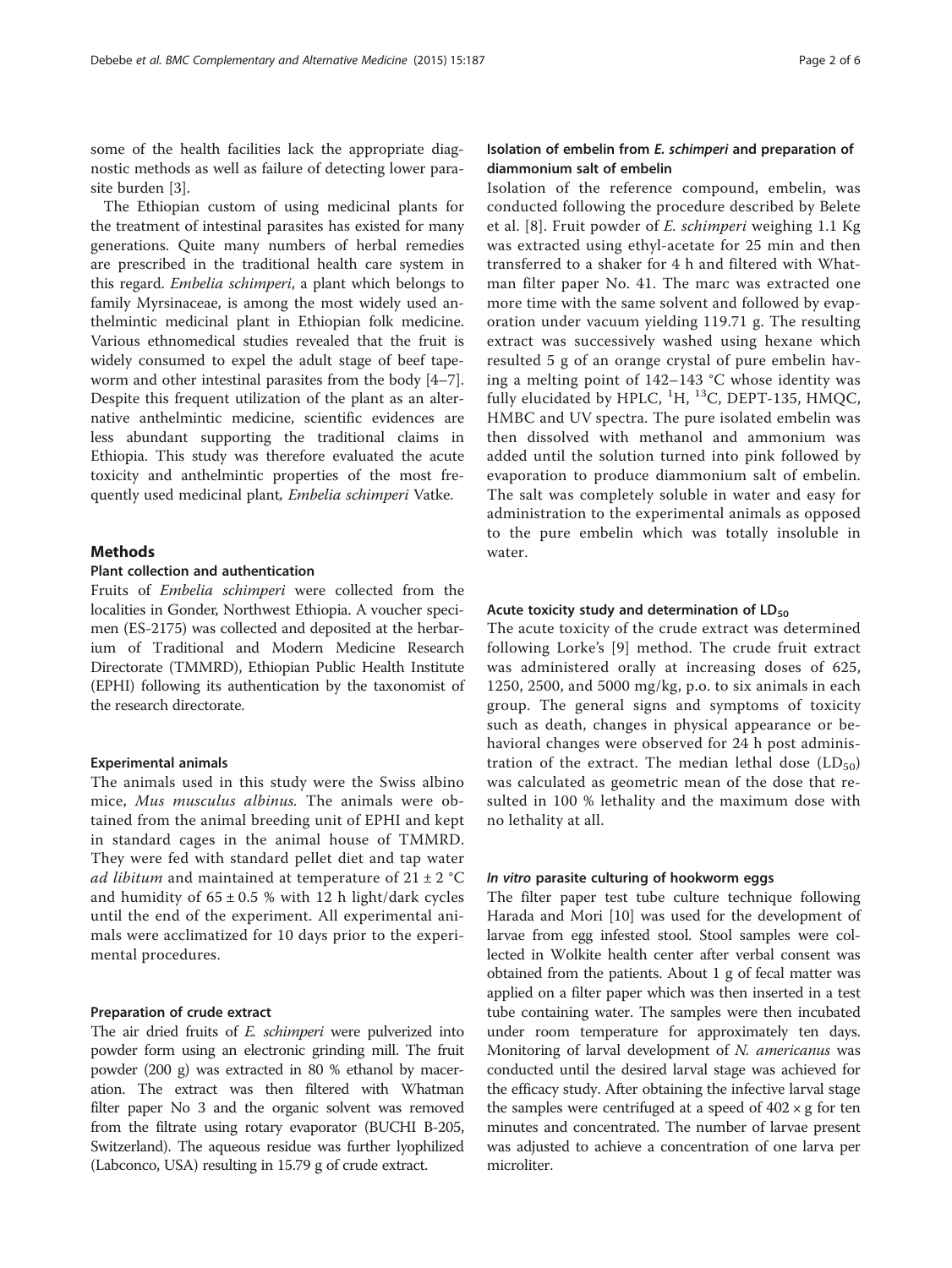some of the health facilities lack the appropriate diagnostic methods as well as failure of detecting lower parasite burden [3].

The Ethiopian custom of using medicinal plants for the treatment of intestinal parasites has existed for many generations. Quite many numbers of herbal remedies are prescribed in the traditional health care system in this regard. *Embelia schimperi*, a plant which belongs to family Myrsinaceae, is among the most widely used anthelmintic medicinal plant in Ethiopian folk medicine. Various ethnomedical studies revealed that the fruit is widely consumed to expel the adult stage of beef tapeworm and other intestinal parasites from the body [4–7]. Despite this frequent utilization of the plant as an alternative anthelmintic medicine, scientific evidences are less abundant supporting the traditional claims in Ethiopia. This study was therefore evaluated the acute toxicity and anthelmintic properties of the most frequently used medicinal plant, *Embelia schimperi* Vatke.

## Methods

### Plant collection and authentication

Fruits of *Embelia schimperi* were collected from the localities in Gonder, Northwest Ethiopia. A voucher specimen (ES-2175) was collected and deposited at the herbarium of Traditional and Modern Medicine Research Directorate (TMMRD), Ethiopian Public Health Institute (EPHI) following its authentication by the taxonomist of the research directorate.

### Experimental animals

The animals used in this study were the Swiss albino mice, *Mus musculus albinus*. The animals were obtained from the animal breeding unit of EPHI and kept in standard cages in the animal house of TMMRD. They were fed with standard pellet diet and tap water *ad libitum* and maintained at temperature of 21 ± 2 °C and humidity of 65 ± 0.5 % with 12 h light/dark cycles until the end of the experiment. All experimental animals were acclimatized for 10 days prior to the experimental procedures.

### Preparation of crude extract

The air dried fruits of *E. schimperi* were pulverized into powder form using an electronic grinding mill. The fruit powder (200 g) was extracted in 80 % ethanol by maceration. The extract was then filtered with Whatman filter paper No 3 and the organic solvent was removed from the filtrate using rotary evaporator (BUCHI B-205, Switzerland). The aqueous residue was further lyophilized (Labconco, USA) resulting in 15.79 g of crude extract.

### Isolation of embelin from *E. schimperi* and preparation of diammonium salt of embelin

Isolation of the reference compound, embelin, was conducted following the procedure described by Belete et al. [8]. Fruit powder of *E. schimperi* weighing 1.1 Kg was extracted using ethyl-acetate for 25 min and then transferred to a shaker for 4 h and filtered with Whatman filter paper No. 41. The marc was extracted one more time with the same solvent and followed by evaporation under vacuum yielding 119.71 g. The resulting extract was successively washed using hexane which resulted 5 g of an orange crystal of pure embelin having a melting point of 142–143 °C whose identity was fully elucidated by HPLC, $^{1}H$, $^{13}C$, DEPT-135, HMQC, HMBC and UV spectra. The pure isolated embelin was then dissolved with methanol and ammonium was added until the solution turned into pink followed by evaporation to produce diammonium salt of embelin. The salt was completely soluble in water and easy for administration to the experimental animals as opposed to the pure embelin which was totally insoluble in water.

### Acute toxicity study and determination of $LD_{50}$

The acute toxicity of the crude extract was determined following Lorke's [9] method. The crude fruit extract was administered orally at increasing doses of 625, 1250, 2500, and 5000 mg/kg, p.o. to six animals in each group. The general signs and symptoms of toxicity such as death, changes in physical appearance or behavioral changes were observed for 24 h post administration of the extract. The median lethal dose ($LD_{50}$) was calculated as geometric mean of the dose that resulted in 100 % lethality and the maximum dose with no lethality at all.

### *In vitro* parasite culturing of hookworm eggs

The filter paper test tube culture technique following Harada and Mori [10] was used for the development of larvae from egg infested stool. Stool samples were collected in Wolkite health center after verbal consent was obtained from the patients. About 1 g of fecal matter was applied on a filter paper which was then inserted in a test tube containing water. The samples were then incubated under room temperature for approximately ten days. Monitoring of larval development of *N. americanus* was conducted until the desired larval stage was achieved for the efficacy study. After obtaining the infective larval stage the samples were centrifuged at a speed of 402 × g for ten minutes and concentrated. The number of larvae present was adjusted to achieve a concentration of one larva per microliter.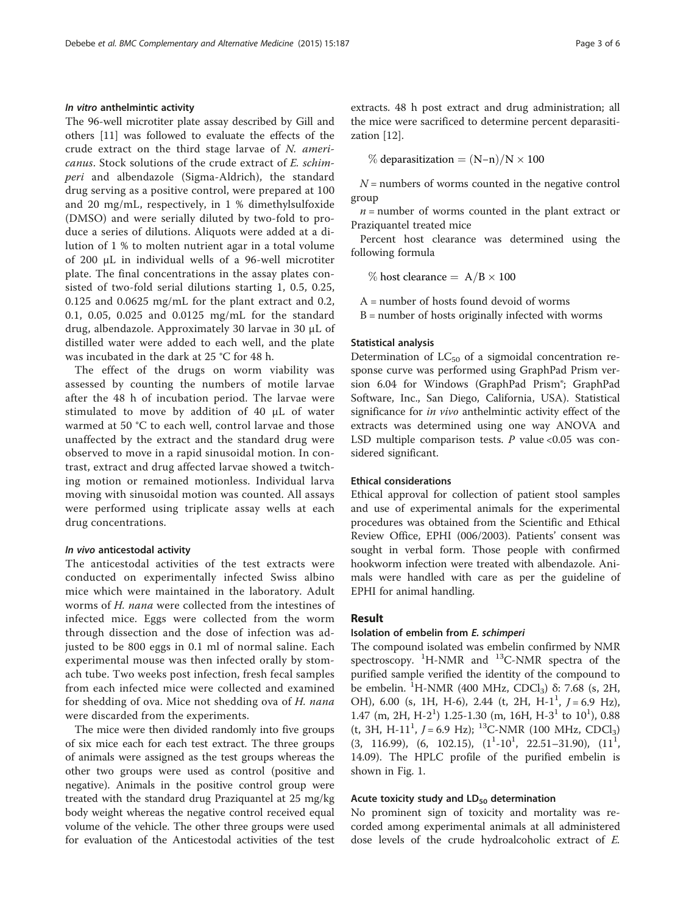#### *In vitro* anthelmintic activity

The 96-well microtiter plate assay described by Gill and others [11] was followed to evaluate the effects of the crude extract on the third stage larvae of *N. americanus*. Stock solutions of the crude extract of *E. schimperi* and albendazole (Sigma-Aldrich), the standard drug serving as a positive control, were prepared at 100 and 20 mg/mL, respectively, in 1 % dimethylsulfoxide (DMSO) and were serially diluted by two-fold to produce a series of dilutions. Aliquots were added at a dilution of 1 % to molten nutrient agar in a total volume of 200 μL in individual wells of a 96-well microtiter plate. The final concentrations in the assay plates consisted of two-fold serial dilutions starting 1, 0.5, 0.25, 0.125 and 0.0625 mg/mL for the plant extract and 0.2, 0.1, 0.05, 0.025 and 0.0125 mg/mL for the standard drug, albendazole. Approximately 30 larvae in 30 μL of distilled water were added to each well, and the plate was incubated in the dark at 25 °C for 48 h.

The effect of the drugs on worm viability was assessed by counting the numbers of motile larvae after the 48 h of incubation period. The larvae were stimulated to move by addition of 40 μL of water warmed at 50 °C to each well, control larvae and those unaffected by the extract and the standard drug were observed to move in a rapid sinusoidal motion. In contrast, extract and drug affected larvae showed a twitching motion or remained motionless. Individual larva moving with sinusoidal motion was counted. All assays were performed using triplicate assay wells at each drug concentrations.

#### *In vivo* anticestodal activity

The anticestodal activities of the test extracts were conducted on experimentally infected Swiss albino mice which were maintained in the laboratory. Adult worms of *H. nana* were collected from the intestines of infected mice. Eggs were collected from the worm through dissection and the dose of infection was adjusted to be 800 eggs in 0.1 ml of normal saline. Each experimental mouse was then infected orally by stomach tube. Two weeks post infection, fresh fecal samples from each infected mice were collected and examined for shedding of ova. Mice not shedding ova of *H. nana* were discarded from the experiments.

The mice were then divided randomly into five groups of six mice each for each test extract. The three groups of animals were assigned as the test groups whereas the other two groups were used as control (positive and negative). Animals in the positive control group were treated with the standard drug Praziquantel at 25 mg/kg body weight whereas the negative control received equal volume of the vehicle. The other three groups were used for evaluation of the Anticestodal activities of the test extracts. 48 h post extract and drug administration; all the mice were sacrificed to determine percent deparasitization [12].

$$\%\ \text{deparasitization} = (\text{N–n})/\text{N} \times 100$$

*N* = numbers of worms counted in the negative control group

*n* = number of worms counted in the plant extract or Praziquantel treated mice

Percent host clearance was determined using the following formula

$$\%\ \text{host clearance} = \ \text{A}/\text{B} \times 100$$

A = number of hosts found devoid of worms

B = number of hosts originally infected with worms

#### Statistical analysis

Determination of $LC_{50}$ of a sigmoidal concentration response curve was performed using GraphPad Prism version 6.04 for Windows (GraphPad Prism®; GraphPad Software, Inc., San Diego, California, USA). Statistical significance for *in vivo* anthelmintic activity effect of the extracts was determined using one way ANOVA and LSD multiple comparison tests. *P* value <0.05 was considered significant.

#### Ethical considerations

Ethical approval for collection of patient stool samples and use of experimental animals for the experimental procedures was obtained from the Scientific and Ethical Review Office, EPHI (006/2003). Patients' consent was sought in verbal form. Those people with confirmed hookworm infection were treated with albendazole. Animals were handled with care as per the guideline of EPHI for animal handling.

## Result

#### Isolation of embelin from *E. schimperi*

The compound isolated was embelin confirmed by NMR spectroscopy. $^{1}$H-NMR and $^{13}$C-NMR spectra of the purified sample verified the identity of the compound to be embelin. $^{1}$H-NMR (400 MHz, $CDCl_3$) δ: 7.68 (s, 2H, OH), 6.00 (s, 1H, H-6), 2.44 (t, 2H, H-$1^1$, $J$ = 6.9 Hz), 1.47 (m, 2H, H-$2^1$) 1.25-1.30 (m, 16H, H-$3^1$ to $10^1$), 0.88 (t, 3H, H-$11^1$, $J$ = 6.9 Hz); $^{13}$C-NMR (100 MHz, $CDCl_3$) (3, 116.99), (6, 102.15), ($1^1$-$10^1$, 22.51–31.90), ($11^1$, 14.09). The HPLC profile of the purified embelin is shown in Fig. 1.

#### Acute toxicity study and $LD_{50}$ determination

No prominent sign of toxicity and mortality was recorded among experimental animals at all administered dose levels of the crude hydroalcoholic extract of *E.*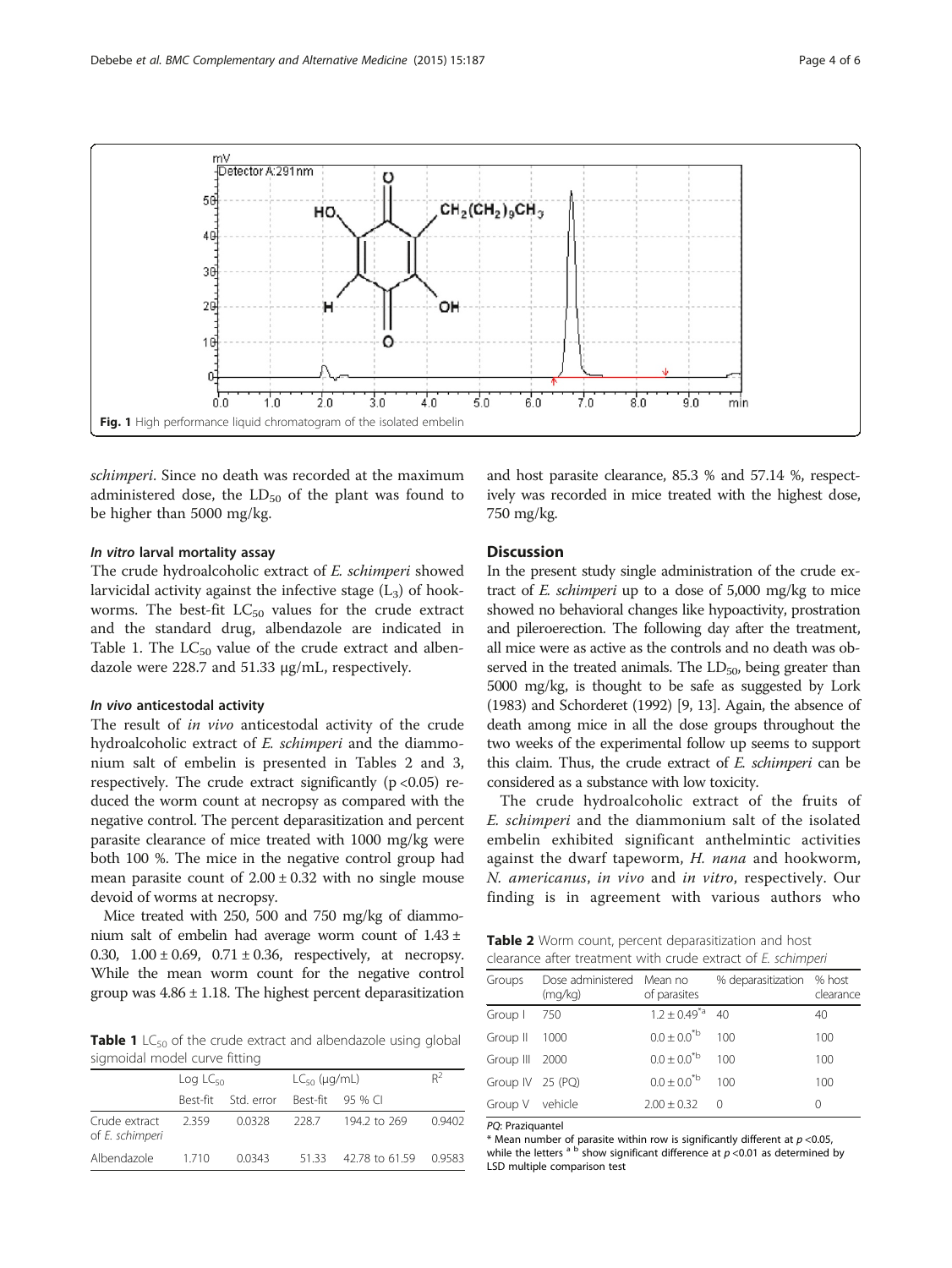Fig. 1 High performance liquid chromatogram of the isolated embelin

*schimperi*. Since no death was recorded at the maximum administered dose, the $LD_{50}$ of the plant was found to be higher than 5000 mg/kg.

#### *In vitro* larval mortality assay

The crude hydroalcoholic extract of *E. schimperi* showed larvicidal activity against the infective stage ($L_3$) of hookworms. The best-fit $LC_{50}$ values for the crude extract and the standard drug, albendazole are indicated in Table 1. The $LC_{50}$ value of the crude extract and albendazole were 228.7 and 51.33 μg/mL, respectively.

#### *In vivo* anticestodal activity

The result of *in vivo* anticestodal activity of the crude hydroalcoholic extract of *E. schimperi* and the diammonium salt of embelin is presented in Tables 2 and 3, respectively. The crude extract significantly ($p < 0.05$) reduced the worm count at necropsy as compared with the negative control. The percent deparasitization and percent parasite clearance of mice treated with 1000 mg/kg were both 100 %. The mice in the negative control group had mean parasite count of 2.00 ± 0.32 with no single mouse devoid of worms at necropsy.

Mice treated with 250, 500 and 750 mg/kg of diammonium salt of embelin had average worm count of 1.43 ± 0.30, 1.00 ± 0.69, 0.71 ± 0.36, respectively, at necropsy. While the mean worm count for the negative control group was 4.86 ± 1.18. The highest percent deparasitization and host parasite clearance, 85.3 % and 57.14 %, respectively was recorded in mice treated with the highest dose, 750 mg/kg.

**Table 1** $LC_{50}$ of the crude extract and albendazole using global sigmoidal model curve fitting

| | Log $LC_{50}$ | | $LC_{50}$ (μg/mL) | | $R^2$ |
|---|---|---|---|---|---|
| | Best-fit | Std. error | Best-fit | 95 % CI | |
| Crude extract of *E. schimperi* | 2.359 | 0.0328 | 228.7 | 194.2 to 269 | 0.9402 |
| Albendazole | 1.710 | 0.0343 | 51.33 | 42.78 to 61.59 | 0.9583 |

## Discussion

In the present study single administration of the crude extract of *E. schimperi* up to a dose of 5,000 mg/kg to mice showed no behavioral changes like hypoactivity, prostration and piloerection. The following day after the treatment, all mice were as active as the controls and no death was observed in the treated animals. The $LD_{50}$, being greater than 5000 mg/kg, is thought to be safe as suggested by Lork (1983) and Schorderet (1992) [9, 13]. Again, the absence of death among mice in all the dose groups throughout the two weeks of the experimental follow up seems to support this claim. Thus, the crude extract of *E. schimperi* can be considered as a substance with low toxicity.

The crude hydroalcoholic extract of the fruits of *E. schimperi* and the diammonium salt of the isolated embelin exhibited significant anthelmintic activities against the dwarf tapeworm, *H. nana* and hookworm, *N. americanus*, *in vivo* and *in vitro*, respectively. Our finding is in agreement with various authors who

**Table 2** Worm count, percent deparasitization and host clearance after treatment with crude extract of *E. schimperi*

| Groups | Dose administered (mg/kg) | Mean no of parasites | % deparasitization | % host clearance |
|---|---|---|---|---|
| Group I | 750 | 1.2 ± 0.49*[a] | 40 | 40 |
| Group II | 1000 | 0.0 ± 0.0*[b] | 100 | 100 |
| Group III | 2000 | 0.0 ± 0.0*[b] | 100 | 100 |
| Group IV | 25 (PQ) | 0.0 ± 0.0*[b] | 100 | 100 |
| Group V | vehicle | 2.00 ± 0.32 | 0 | 0 |

PQ: Praziquantel

* Mean number of parasite within row is significantly different at $p < 0.05$, while the letters [a b] show significant difference at $p < 0.01$ as determined by LSD multiple comparison test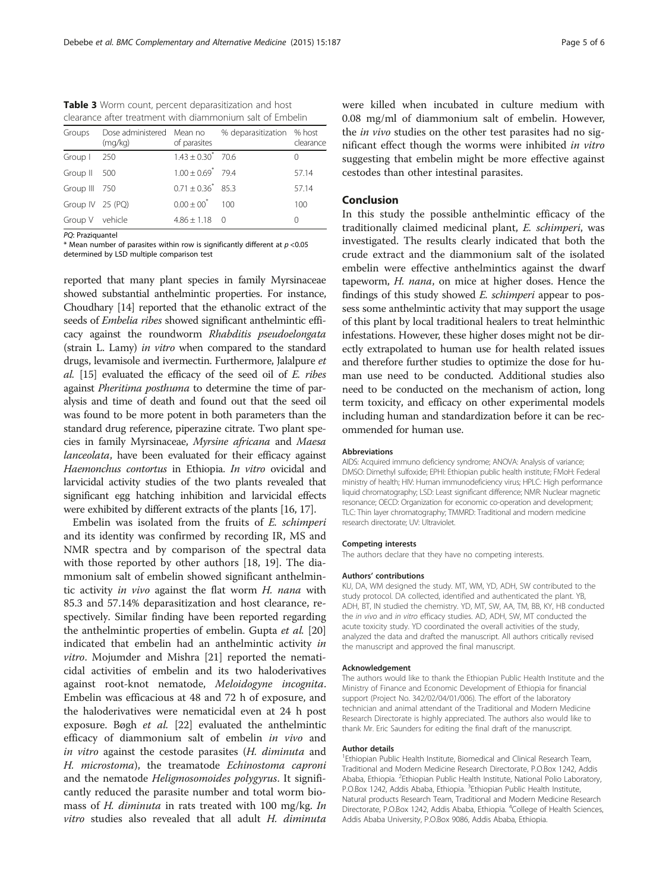**Table 3** Worm count, percent deparasitization and host clearance after treatment with diammonium salt of Embelin

| Groups | Dose administered (mg/kg) | Mean no of parasites | % deparasitization | % host clearance |
| --- | --- | --- | --- | --- |
| Group I | 250 | 1.43 ± 0.30* | 70.6 | 0 |
| Group II | 500 | 1.00 ± 0.69* | 79.4 | 57.14 |
| Group III | 750 | 0.71 ± 0.36* | 85.3 | 57.14 |
| Group IV | 25 (PQ) | 0.00 ± 00* | 100 | 100 |
| Group V | vehicle | 4.86 ± 1.18 | 0 | 0 |

*PQ*: Praziquantel

* Mean number of parasites within row is significantly different at $p < 0.05$ determined by LSD multiple comparison test

reported that many plant species in family Myrsinaceae showed substantial anthelmintic properties. For instance, Choudhary [14] reported that the ethanolic extract of the seeds of *Embelia ribes* showed significant anthelmintic efficacy against the roundworm *Rhabditis pseudoelongata* (strain L. Lamy) *in vitro* when compared to the standard drugs, levamisole and ivermectin. Furthermore, Jalalpure *et al.* [15] evaluated the efficacy of the seed oil of *E. ribes* against *Pheritima posthuma* to determine the time of paralysis and time of death and found out that the seed oil was found to be more potent in both parameters than the standard drug reference, piperazine citrate. Two plant species in family Myrsinaceae, *Myrsine africana* and *Maesa lanceolata*, have been evaluated for their efficacy against *Haemonchus contortus* in Ethiopia. *In vitro* ovicidal and larvicidal activity studies of the two plants revealed that significant egg hatching inhibition and larvicidal effects were exhibited by different extracts of the plants [16, 17].

Embelin was isolated from the fruits of *E. schimperi* and its identity was confirmed by recording IR, MS and NMR spectra and by comparison of the spectral data with those reported by other authors [18, 19]. The diammonium salt of embelin showed significant anthelmintic activity *in vivo* against the flat worm *H. nana* with 85.3 and 57.14% deparasitization and host clearance, respectively. Similar finding have been reported regarding the anthelmintic properties of embelin. Gupta *et al.* [20] indicated that embelin had an anthelmintic activity *in vitro*. Mojumder and Mishra [21] reported the nematicidal activities of embelin and its two haloderivatives against root-knot nematode, *Meloidogyne incognita*. Embelin was efficacious at 48 and 72 h of exposure, and the haloderivatives were nematicidal even at 24 h post exposure. Bøgh *et al.* [22] evaluated the anthelmintic efficacy of diammonium salt of embelin *in vivo* and *in vitro* against the cestode parasites (*H. diminuta* and *H. microstoma*), the treamatode *Echinostoma caproni* and the nematode *Heligmosomoides polygyrus*. It significantly reduced the parasite number and total worm biomass of *H. diminuta* in rats treated with 100 mg/kg. *In vitro* studies also revealed that all adult *H. diminuta* were killed when incubated in culture medium with 0.08 mg/ml of diammonium salt of embelin. However, the *in vivo* studies on the other test parasites had no significant effect though the worms were inhibited *in vitro* suggesting that embelin might be more effective against cestodes than other intestinal parasites.

## Conclusion

In this study the possible anthelmintic efficacy of the traditionally claimed medicinal plant, *E. schimperi*, was investigated. The results clearly indicated that both the crude extract and the diammonium salt of the isolated embelin were effective anthelmintics against the dwarf tapeworm, *H. nana*, on mice at higher doses. Hence the findings of this study showed *E. schimperi* appear to possess some anthelmintic activity that may support the usage of this plant by local traditional healers to treat helminthic infestations. However, these higher doses might not be directly extrapolated to human use for health related issues and therefore further studies to optimize the dose for human use need to be conducted. Additional studies also need to be conducted on the mechanism of action, long term toxicity, and efficacy on other experimental models including human and standardization before it can be recommended for human use.

#### Abbreviations

AIDS: Acquired immuno deficiency syndrome; ANOVA: Analysis of variance; DMSO: Dimethyl sulfoxide; EPHI: Ethiopian public health institute; FMoH: Federal ministry of health; HIV: Human immunodeficiency virus; HPLC: High performance liquid chromatography; LSD: Least significant difference; NMR: Nuclear magnetic resonance; OECD: Organization for economic co-operation and development; TLC: Thin layer chromatography; TMMRD: Traditional and modern medicine research directorate; UV: Ultraviolet.

#### Competing interests

The authors declare that they have no competing interests.

#### Authors' contributions

KU, DA, WM designed the study. MT, WM, YD, ADH, SW contributed to the study protocol. DA collected, identified and authenticated the plant. YB, ADH, BT, IN studied the chemistry. YD, MT, SW, AA, TM, BB, KY, HB conducted the *in vivo* and *in vitro* efficacy studies. AD, ADH, SW, MT conducted the acute toxicity study. YD coordinated the overall activities of the study, analyzed the data and drafted the manuscript. All authors critically revised the manuscript and approved the final manuscript.

#### Acknowledgement

The authors would like to thank the Ethiopian Public Health Institute and the Ministry of Finance and Economic Development of Ethiopia for financial support (Project No. 342/02/04/01/006). The effort of the laboratory technician and animal attendant of the Traditional and Modern Medicine Research Directorate is highly appreciated. The authors also would like to thank Mr. Eric Saunders for editing the final draft of the manuscript.

#### Author details

[1]Ethiopian Public Health Institute, Biomedical and Clinical Research Team, Traditional and Modern Medicine Research Directorate, P.O.Box 1242, Addis Ababa, Ethiopia. [2]Ethiopian Public Health Institute, National Polio Laboratory, P.O.Box 1242, Addis Ababa, Ethiopia. [3]Ethiopian Public Health Institute, Natural products Research Team, Traditional and Modern Medicine Research Directorate, P.O.Box 1242, Addis Ababa, Ethiopia. [4]College of Health Sciences, Addis Ababa University, P.O.Box 9086, Addis Ababa, Ethiopia.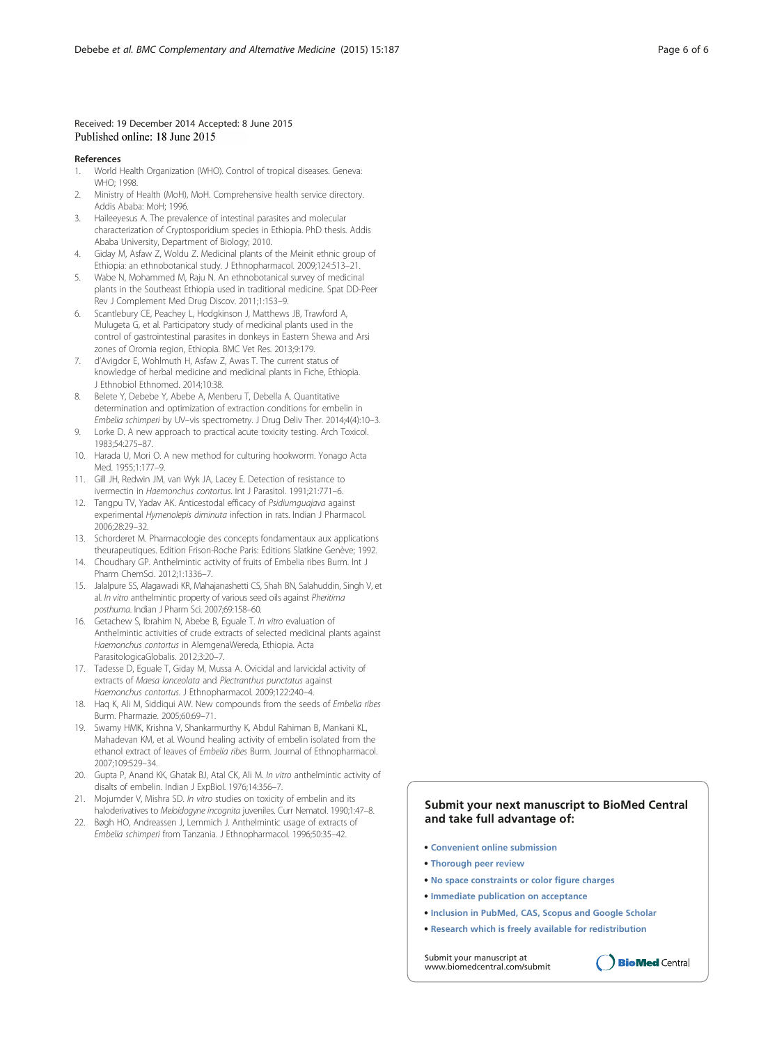Received: 19 December 2014 Accepted: 8 June 2015
Published online: 18 June 2015

## References

1. World Health Organization (WHO). Control of tropical diseases. Geneva: WHO; 1998.
2. Ministry of Health (MoH), MoH. Comprehensive health service directory. Addis Ababa: MoH; 1996.
3. Haileeyesus A. The prevalence of intestinal parasites and molecular characterization of Cryptosporidium species in Ethiopia. PhD thesis. Addis Ababa University, Department of Biology; 2010.
4. Giday M, Asfaw Z, Woldu Z. Medicinal plants of the Meinit ethnic group of Ethiopia: an ethnobotanical study. J Ethnopharmacol. 2009;124:513–21.
5. Wabe N, Mohammed M, Raju N. An ethnobotanical survey of medicinal plants in the Southeast Ethiopia used in traditional medicine. Spat DD-Peer Rev J Complement Med Drug Discov. 2011;1:153–9.
6. Scantlebury CE, Peachey L, Hodgkinson J, Matthews JB, Trawford A, Mulugeta G, et al. Participatory study of medicinal plants used in the control of gastrointestinal parasites in donkeys in Eastern Shewa and Arsi zones of Oromia region, Ethiopia. BMC Vet Res. 2013;9:179.
7. d'Avigdor E, Wohlmuth H, Asfaw Z, Awas T. The current status of knowledge of herbal medicine and medicinal plants in Fiche, Ethiopia. J Ethnobiol Ethnomed. 2014;10:38.
8. Belete Y, Debebe Y, Abebe A, Menberu T, Debella A. Quantitative determination and optimization of extraction conditions for embelin in *Embelia schimperi* by UV–vis spectrometry. J Drug Deliv Ther. 2014;4(4):10–3.
9. Lorke D. A new approach to practical acute toxicity testing. Arch Toxicol. 1983;54:275–87.
10. Harada U, Mori O. A new method for culturing hookworm. Yonago Acta Med. 1955;1:177–9.
11. Gill JH, Redwin JM, van Wyk JA, Lacey E. Detection of resistance to ivermectin in *Haemonchus contortus*. Int J Parasitol. 1991;21:771–6.
12. Tangpu TV, Yadav AK. Anticestodal efficacy of *Psidiumguajava* against experimental *Hymenolepis diminuta* infection in rats. Indian J Pharmacol. 2006;28:29–32.
13. Schorderet M. Pharmacologie des concepts fondamentaux aux applications theurapeutiques. Edition Frison-Roche Paris: Editions Slatkine Genève; 1992.
14. Choudhary GP. Anthelmintic activity of fruits of Embelia ribes Burm. Int J Pharm ChemSci. 2012;1:1336–7.
15. Jalalpure SS, Alagawadi KR, Mahajanashetti CS, Shah BN, Salahuddin, Singh V, et al. *In vitro* anthelmintic property of various seed oils against *Pheritima posthuma*. Indian J Pharm Sci. 2007;69:158–60.
16. Getachew S, Ibrahim N, Abebe B, Eguale T. *In vitro* evaluation of Anthelmintic activities of crude extracts of selected medicinal plants against *Haemonchus contortus* in AlemgenaWereda, Ethiopia. Acta ParasitologicaGlobalis. 2012;3:20–7.
17. Tadesse D, Eguale T, Giday M, Mussa A. Ovicidal and larvicidal activity of extracts of *Maesa lanceolata* and *Plectranthus punctatus* against *Haemonchus contortus*. J Ethnopharmacol. 2009;122:240–4.
18. Haq K, Ali M, Siddiqui AW. New compounds from the seeds of *Embelia ribes* Burm. Pharmazie. 2005;60:69–71.
19. Swamy HMK, Krishna V, Shankarmurthy K, Abdul Rahiman B, Mankani KL, Mahadevan KM, et al. Wound healing activity of embelin isolated from the ethanol extract of leaves of *Embelia ribes* Burm. Journal of Ethnopharmacol. 2007;109:529–34.
20. Gupta P, Anand KK, Ghatak BJ, Atal CK, Ali M. *In vitro* anthelmintic activity of disalts of embelin. Indian J ExpBiol. 1976;14:356–7.
21. Mojumder V, Mishra SD. *In vitro* studies on toxicity of embelin and its haloderivatives to *Meloidogyne incognita* juveniles. Curr Nematol. 1990;1:47–8.
22. Bøgh HO, Andreassen J, Lemmich J. Anthelmintic usage of extracts of *Embelia schimperi* from Tanzania. J Ethnopharmacol. 1996;50:35–42.

**Submit your next manuscript to BioMed Central and take full advantage of:**

- **Convenient online submission**
- **Thorough peer review**
- **No space constraints or color figure charges**
- **Immediate publication on acceptance**
- **Inclusion in PubMed, CAS, Scopus and Google Scholar**
- **Research which is freely available for redistribution**

Submit your manuscript at
www.biomedcentral.com/submit

BioMed Central